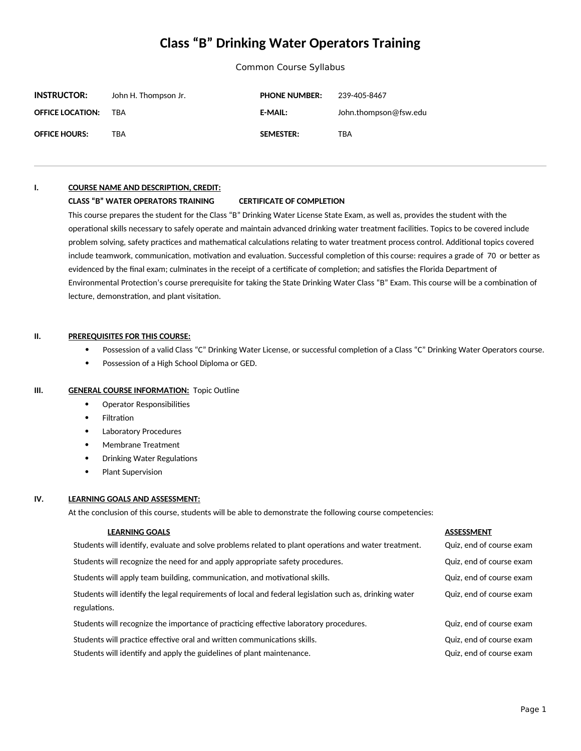# Class "B" Drinking Water Operators Training

Common Course Syllabus

| | | | |
|---|---|---|---|
| **INSTRUCTOR:** | John H. Thompson Jr. | **PHONE NUMBER:** | 239-405-8467 |
| **OFFICE LOCATION:** | TBA | **E-MAIL:** | John.thompson@fsw.edu |
| **OFFICE HOURS:** | TBA | **SEMESTER:** | TBA |

---

**I. COURSE NAME AND DESCRIPTION, CREDIT:**

**CLASS "B" WATER OPERATORS TRAINING CERTIFICATE OF COMPLETION**

This course prepares the student for the Class "B" Drinking Water License State Exam, as well as, provides the student with the operational skills necessary to safely operate and maintain advanced drinking water treatment facilities. Topics to be covered include problem solving, safety practices and mathematical calculations relating to water treatment process control. Additional topics covered include teamwork, communication, motivation and evaluation. Successful completion of this course: requires a grade of 70 or better as evidenced by the final exam; culminates in the receipt of a certificate of completion; and satisfies the Florida Department of Environmental Protection's course prerequisite for taking the State Drinking Water Class "B" Exam. This course will be a combination of lecture, demonstration, and plant visitation.

**II. PREREQUISITES FOR THIS COURSE:**

- Possession of a valid Class "C" Drinking Water License, or successful completion of a Class "C" Drinking Water Operators course.
- Possession of a High School Diploma or GED.

**III. GENERAL COURSE INFORMATION:** Topic Outline

- Operator Responsibilities
- Filtration
- Laboratory Procedures
- Membrane Treatment
- Drinking Water Regulations
- Plant Supervision

**IV. LEARNING GOALS AND ASSESSMENT:**

At the conclusion of this course, students will be able to demonstrate the following course competencies:

| LEARNING GOALS | ASSESSMENT |
|---|---|
| Students will identify, evaluate and solve problems related to plant operations and water treatment. | Quiz, end of course exam |
| Students will recognize the need for and apply appropriate safety procedures. | Quiz, end of course exam |
| Students will apply team building, communication, and motivational skills. | Quiz, end of course exam |
| Students will identify the legal requirements of local and federal legislation such as, drinking water regulations. | Quiz, end of course exam |
| Students will recognize the importance of practicing effective laboratory procedures. | Quiz, end of course exam |
| Students will practice effective oral and written communications skills. | Quiz, end of course exam |
| Students will identify and apply the guidelines of plant maintenance. | Quiz, end of course exam |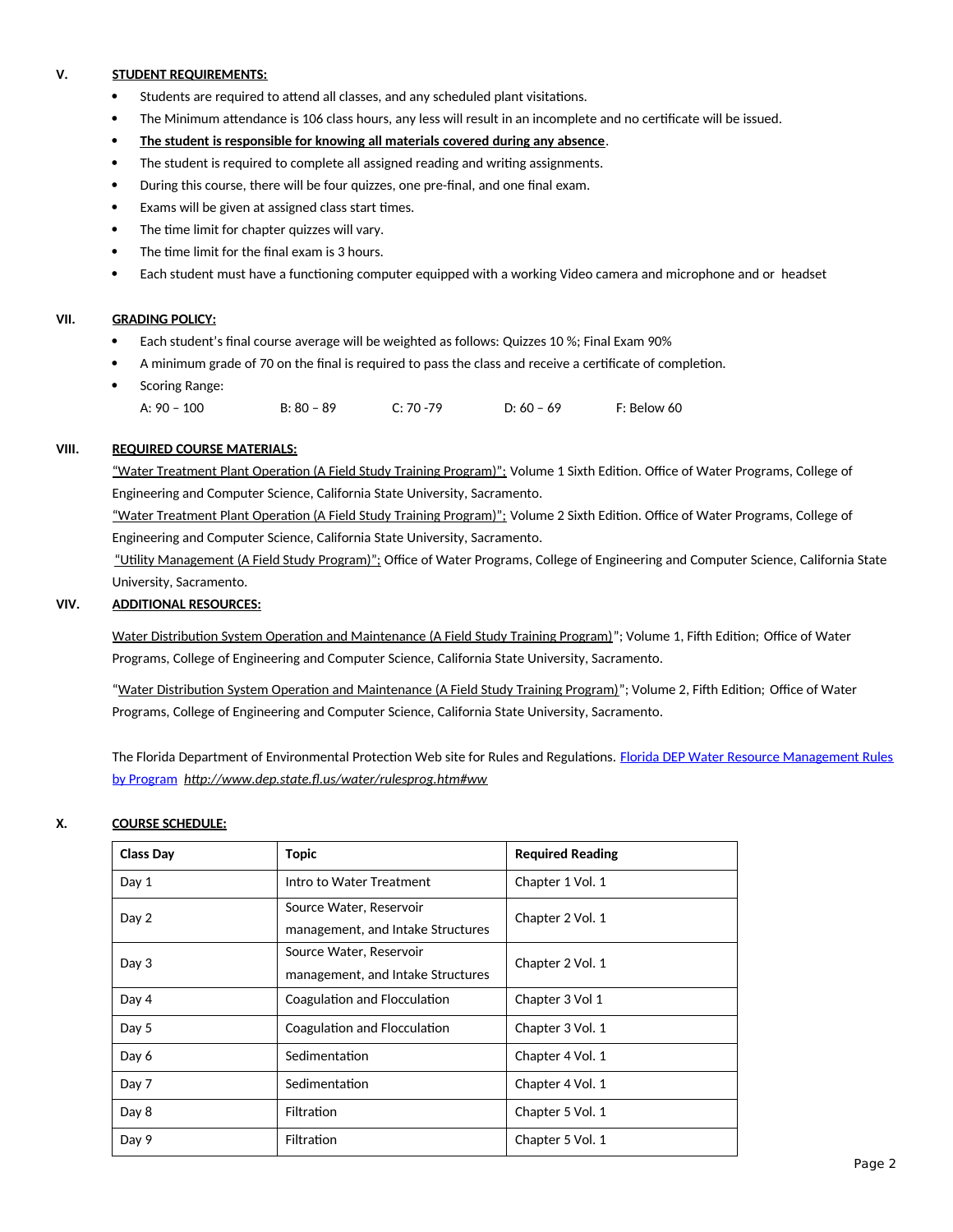## V. STUDENT REQUIREMENTS:

- Students are required to attend all classes, and any scheduled plant visitations.
- The Minimum attendance is 106 class hours, any less will result in an incomplete and no certificate will be issued.
- **The student is responsible for knowing all materials covered during any absence**.
- The student is required to complete all assigned reading and writing assignments.
- During this course, there will be four quizzes, one pre-final, and one final exam.
- Exams will be given at assigned class start times.
- The time limit for chapter quizzes will vary.
- The time limit for the final exam is 3 hours.
- Each student must have a functioning computer equipped with a working Video camera and microphone and or headset

## VII. GRADING POLICY:

- Each student's final course average will be weighted as follows: Quizzes 10 %; Final Exam 90%
- A minimum grade of 70 on the final is required to pass the class and receive a certificate of completion.
- Scoring Range:

  A: 90 – 100 B: 80 – 89 C: 70 -79 D: 60 – 69 F: Below 60

## VIII. REQUIRED COURSE MATERIALS:

"Water Treatment Plant Operation (A Field Study Training Program)"; Volume 1 Sixth Edition. Office of Water Programs, College of Engineering and Computer Science, California State University, Sacramento.

"Water Treatment Plant Operation (A Field Study Training Program)"; Volume 2 Sixth Edition. Office of Water Programs, College of Engineering and Computer Science, California State University, Sacramento.

"Utility Management (A Field Study Program)"; Office of Water Programs, College of Engineering and Computer Science, California State University, Sacramento.

## VIV. ADDITIONAL RESOURCES:

Water Distribution System Operation and Maintenance (A Field Study Training Program)"; Volume 1, Fifth Edition; Office of Water Programs, College of Engineering and Computer Science, California State University, Sacramento.

"Water Distribution System Operation and Maintenance (A Field Study Training Program)"; Volume 2, Fifth Edition; Office of Water Programs, College of Engineering and Computer Science, California State University, Sacramento.

The Florida Department of Environmental Protection Web site for Rules and Regulations. Florida DEP Water Resource Management Rules by Program *http://www.dep.state.fl.us/water/rulesprog.htm#ww*

## X. COURSE SCHEDULE:

| Class Day | Topic | Required Reading |
|---|---|---|
| Day 1 | Intro to Water Treatment | Chapter 1 Vol. 1 |
| Day 2 | Source Water, Reservoir management, and Intake Structures | Chapter 2 Vol. 1 |
| Day 3 | Source Water, Reservoir management, and Intake Structures | Chapter 2 Vol. 1 |
| Day 4 | Coagulation and Flocculation | Chapter 3 Vol 1 |
| Day 5 | Coagulation and Flocculation | Chapter 3 Vol. 1 |
| Day 6 | Sedimentation | Chapter 4 Vol. 1 |
| Day 7 | Sedimentation | Chapter 4 Vol. 1 |
| Day 8 | Filtration | Chapter 5 Vol. 1 |
| Day 9 | Filtration | Chapter 5 Vol. 1 |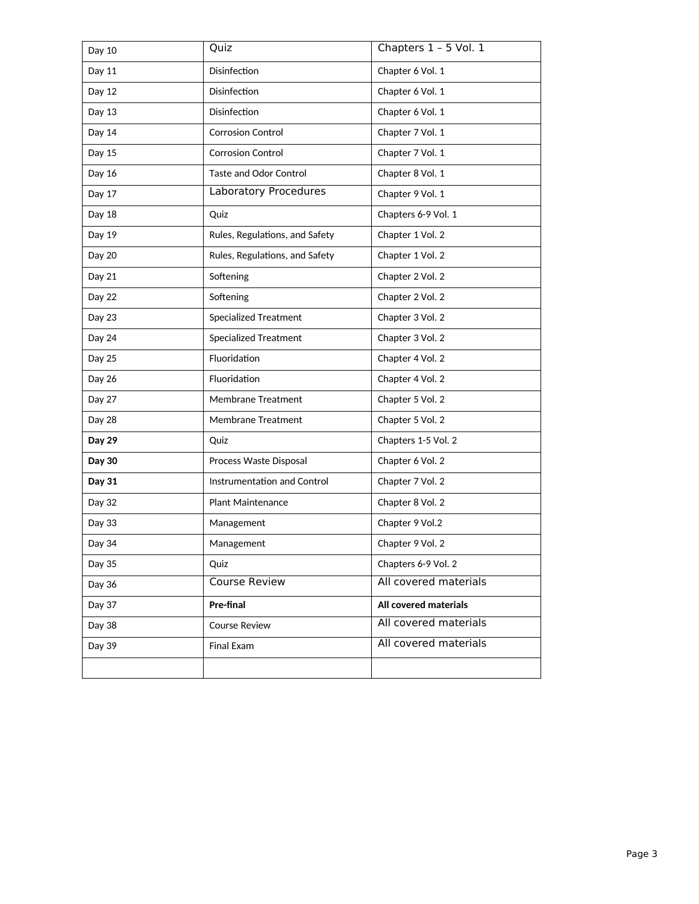| | | |
|---|---|---|
| Day 10 | Quiz | Chapters 1 – 5 Vol. 1 |
| Day 11 | Disinfection | Chapter 6 Vol. 1 |
| Day 12 | Disinfection | Chapter 6 Vol. 1 |
| Day 13 | Disinfection | Chapter 6 Vol. 1 |
| Day 14 | Corrosion Control | Chapter 7 Vol. 1 |
| Day 15 | Corrosion Control | Chapter 7 Vol. 1 |
| Day 16 | Taste and Odor Control | Chapter 8 Vol. 1 |
| Day 17 | Laboratory Procedures | Chapter 9 Vol. 1 |
| Day 18 | Quiz | Chapters 6-9 Vol. 1 |
| Day 19 | Rules, Regulations, and Safety | Chapter 1 Vol. 2 |
| Day 20 | Rules, Regulations, and Safety | Chapter 1 Vol. 2 |
| Day 21 | Softening | Chapter 2 Vol. 2 |
| Day 22 | Softening | Chapter 2 Vol. 2 |
| Day 23 | Specialized Treatment | Chapter 3 Vol. 2 |
| Day 24 | Specialized Treatment | Chapter 3 Vol. 2 |
| Day 25 | Fluoridation | Chapter 4 Vol. 2 |
| Day 26 | Fluoridation | Chapter 4 Vol. 2 |
| Day 27 | Membrane Treatment | Chapter 5 Vol. 2 |
| Day 28 | Membrane Treatment | Chapter 5 Vol. 2 |
| **Day 29** | Quiz | Chapters 1-5 Vol. 2 |
| **Day 30** | Process Waste Disposal | Chapter 6 Vol. 2 |
| **Day 31** | Instrumentation and Control | Chapter 7 Vol. 2 |
| Day 32 | Plant Maintenance | Chapter 8 Vol. 2 |
| Day 33 | Management | Chapter 9 Vol.2 |
| Day 34 | Management | Chapter 9 Vol. 2 |
| Day 35 | Quiz | Chapters 6-9 Vol. 2 |
| Day 36 | Course Review | All covered materials |
| Day 37 | **Pre-final** | **All covered materials** |
| Day 38 | Course Review | All covered materials |
| Day 39 | Final Exam | All covered materials |
| | | |